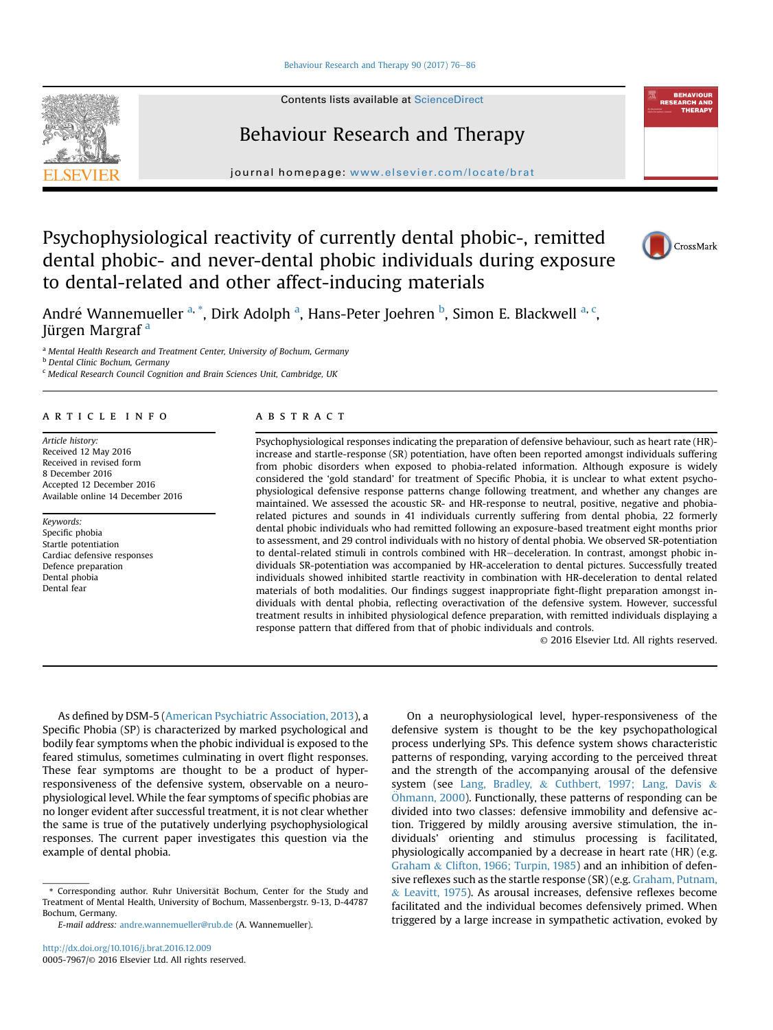# Psychophysiological reactivity of currently dental phobic-, remitted dental phobic- and never-dental phobic individuals during exposure to dental-related and other affect-inducing materials

André Wannemueller [a, *], Dirk Adolph [a], Hans-Peter Joehren [b], Simon E. Blackwell [a, c], Jürgen Margraf [a]

[a] Mental Health Research and Treatment Center, University of Bochum, Germany
[b] Dental Clinic Bochum, Germany
[c] Medical Research Council Cognition and Brain Sciences Unit, Cambridge, UK

## ARTICLE INFO

*Article history:*
Received 12 May 2016
Received in revised form
8 December 2016
Accepted 12 December 2016
Available online 14 December 2016

*Keywords:*
Specific phobia
Startle potentiation
Cardiac defensive responses
Defence preparation
Dental phobia
Dental fear

## ABSTRACT

Psychophysiological responses indicating the preparation of defensive behaviour, such as heart rate (HR)-increase and startle-response (SR) potentiation, have often been reported amongst individuals suffering from phobic disorders when exposed to phobia-related information. Although exposure is widely considered the 'gold standard' for treatment of Specific Phobia, it is unclear to what extent psychophysiological defensive response patterns change following treatment, and whether any changes are maintained. We assessed the acoustic SR- and HR-response to neutral, positive, negative and phobia-related pictures and sounds in 41 individuals currently suffering from dental phobia, 22 formerly dental phobic individuals who had remitted following an exposure-based treatment eight months prior to assessment, and 29 control individuals with no history of dental phobia. We observed SR-potentiation to dental-related stimuli in controls combined with HR–deceleration. In contrast, amongst phobic individuals SR-potentiation was accompanied by HR-acceleration to dental pictures. Successfully treated individuals showed inhibited startle reactivity in combination with HR-deceleration to dental related materials of both modalities. Our findings suggest inappropriate fight-flight preparation amongst individuals with dental phobia, reflecting overactivation of the defensive system. However, successful treatment results in inhibited physiological defence preparation, with remitted individuals displaying a response pattern that differed from that of phobic individuals and controls.

© 2016 Elsevier Ltd. All rights reserved.

As defined by DSM-5 (American Psychiatric Association, 2013), a Specific Phobia (SP) is characterized by marked psychological and bodily fear symptoms when the phobic individual is exposed to the feared stimulus, sometimes culminating in overt flight responses. These fear symptoms are thought to be a product of hyper-responsiveness of the defensive system, observable on a neurophysiological level. While the fear symptoms of specific phobias are no longer evident after successful treatment, it is not clear whether the same is true of the putatively underlying psychophysiological responses. The current paper investigates this question via the example of dental phobia.

On a neurophysiological level, hyper-responsiveness of the defensive system is thought to be the key psychopathological process underlying SPs. This defence system shows characteristic patterns of responding, varying according to the perceived threat and the strength of the accompanying arousal of the defensive system (see Lang, Bradley, & Cuthbert, 1997; Lang, Davis & Öhmann, 2000). Functionally, these patterns of responding can be divided into two classes: defensive immobility and defensive action. Triggered by mildly arousing aversive stimulation, the individuals' orienting and stimulus processing is facilitated, physiologically accompanied by a decrease in heart rate (HR) (e.g. Graham & Clifton, 1966; Turpin, 1985) and an inhibition of defensive reflexes such as the startle response (SR) (e.g. Graham, Putnam, & Leavitt, 1975). As arousal increases, defensive reflexes become facilitated and the individual becomes defensively primed. When triggered by a large increase in sympathetic activation, evoked by

\* Corresponding author. Ruhr Universität Bochum, Center for the Study and Treatment of Mental Health, University of Bochum, Massenbergstr. 9-13, D-44787 Bochum, Germany.

*E-mail address:* andre.wannemueller@rub.de (A. Wannemueller).

http://dx.doi.org/10.1016/j.brat.2016.12.009
0005-7967/© 2016 Elsevier Ltd. All rights reserved.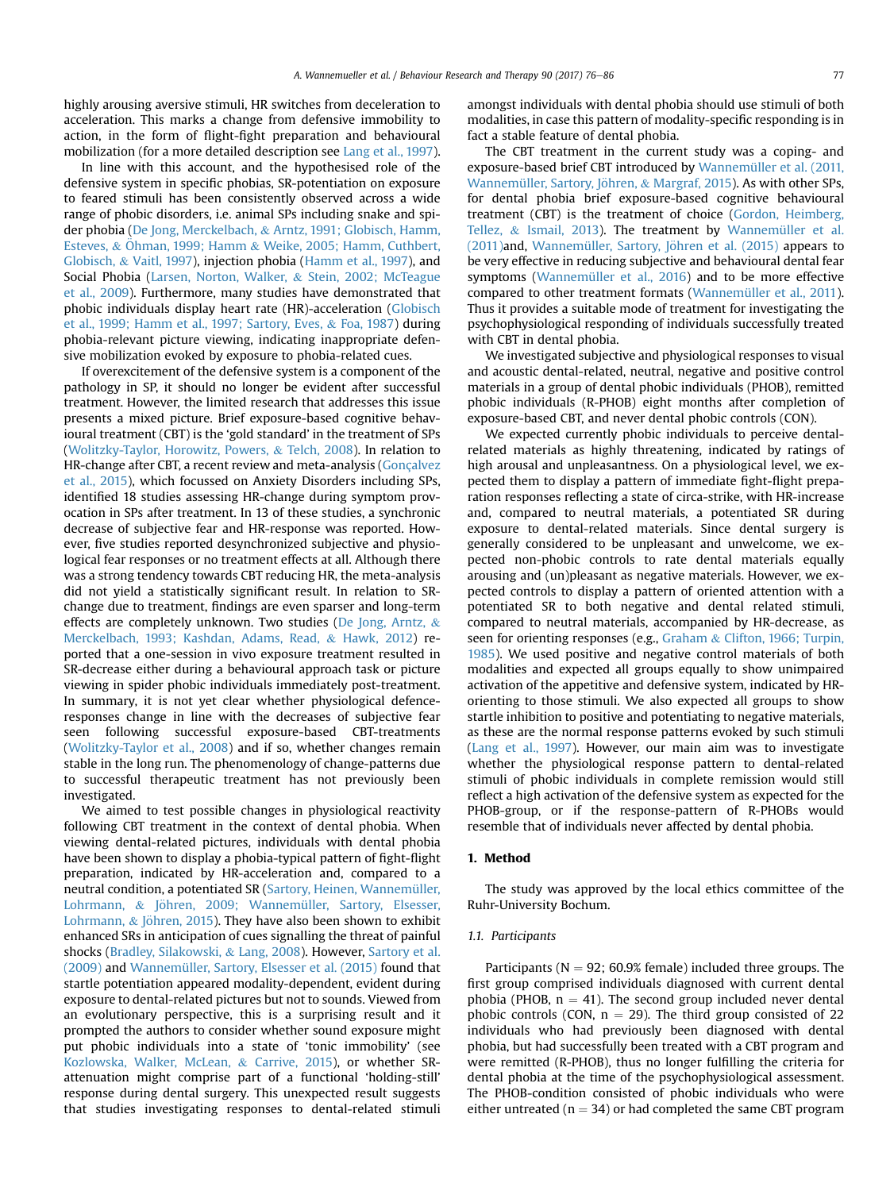highly arousing aversive stimuli, HR switches from deceleration to acceleration. This marks a change from defensive immobility to action, in the form of flight-fight preparation and behavioural mobilization (for a more detailed description see Lang et al., 1997).

In line with this account, and the hypothesised role of the defensive system in specific phobias, SR-potentiation on exposure to feared stimuli has been consistently observed across a wide range of phobic disorders, i.e. animal SPs including snake and spider phobia (De Jong, Merckelbach, & Arntz, 1991; Globisch, Hamm, Esteves, & Öhman, 1999; Hamm & Weike, 2005; Hamm, Cuthbert, Globisch, & Vaitl, 1997), injection phobia (Hamm et al., 1997), and Social Phobia (Larsen, Norton, Walker, & Stein, 2002; McTeague et al., 2009). Furthermore, many studies have demonstrated that phobic individuals display heart rate (HR)-acceleration (Globisch et al., 1999; Hamm et al., 1997; Sartory, Eves, & Foa, 1987) during phobia-relevant picture viewing, indicating inappropriate defensive mobilization evoked by exposure to phobia-related cues.

If overexcitement of the defensive system is a component of the pathology in SP, it should no longer be evident after successful treatment. However, the limited research that addresses this issue presents a mixed picture. Brief exposure-based cognitive behavioural treatment (CBT) is the 'gold standard' in the treatment of SPs (Wolitzky-Taylor, Horowitz, Powers, & Telch, 2008). In relation to HR-change after CBT, a recent review and meta-analysis (Gonçalvez et al., 2015), which focussed on Anxiety Disorders including SPs, identified 18 studies assessing HR-change during symptom provocation in SPs after treatment. In 13 of these studies, a synchronic decrease of subjective fear and HR-response was reported. However, five studies reported desynchronized subjective and physiological fear responses or no treatment effects at all. Although there was a strong tendency towards CBT reducing HR, the meta-analysis did not yield a statistically significant result. In relation to SR-change due to treatment, findings are even sparser and long-term effects are completely unknown. Two studies (De Jong, Arntz, & Merckelbach, 1993; Kashdan, Adams, Read, & Hawk, 2012) reported that a one-session in vivo exposure treatment resulted in SR-decrease either during a behavioural approach task or picture viewing in spider phobic individuals immediately post-treatment. In summary, it is not yet clear whether physiological defence-responses change in line with the decreases of subjective fear seen following successful exposure-based CBT-treatments (Wolitzky-Taylor et al., 2008) and if so, whether changes remain stable in the long run. The phenomenology of change-patterns due to successful therapeutic treatment has not previously been investigated.

We aimed to test possible changes in physiological reactivity following CBT treatment in the context of dental phobia. When viewing dental-related pictures, individuals with dental phobia have been shown to display a phobia-typical pattern of fight-flight preparation, indicated by HR-acceleration and, compared to a neutral condition, a potentiated SR (Sartory, Heinen, Wannemüller, Lohrmann, & Jöhren, 2009; Wannemüller, Sartory, Elsesser, Lohrmann, & Jöhren, 2015). They have also been shown to exhibit enhanced SRs in anticipation of cues signalling the threat of painful shocks (Bradley, Silakowski, & Lang, 2008). However, Sartory et al. (2009) and Wannemüller, Sartory, Elsesser et al. (2015) found that startle potentiation appeared modality-dependent, evident during exposure to dental-related pictures but not to sounds. Viewed from an evolutionary perspective, this is a surprising result and it prompted the authors to consider whether sound exposure might put phobic individuals into a state of 'tonic immobility' (see Kozlowska, Walker, McLean, & Carrive, 2015), or whether SR-attenuation might comprise part of a functional 'holding-still' response during dental surgery. This unexpected result suggests that studies investigating responses to dental-related stimuli amongst individuals with dental phobia should use stimuli of both modalities, in case this pattern of modality-specific responding is in fact a stable feature of dental phobia.

The CBT treatment in the current study was a coping- and exposure-based brief CBT introduced by Wannemüller et al. (2011, Wannemüller, Sartory, Jöhren, & Margraf, 2015). As with other SPs, for dental phobia brief exposure-based cognitive behavioural treatment (CBT) is the treatment of choice (Gordon, Heimberg, Tellez, & Ismail, 2013). The treatment by Wannemüller et al. (2011)and, Wannemüller, Sartory, Jöhren et al. (2015) appears to be very effective in reducing subjective and behavioural dental fear symptoms (Wannemüller et al., 2016) and to be more effective compared to other treatment formats (Wannemüller et al., 2011). Thus it provides a suitable mode of treatment for investigating the psychophysiological responding of individuals successfully treated with CBT in dental phobia.

We investigated subjective and physiological responses to visual and acoustic dental-related, neutral, negative and positive control materials in a group of dental phobic individuals (PHOB), remitted phobic individuals (R-PHOB) eight months after completion of exposure-based CBT, and never dental phobic controls (CON).

We expected currently phobic individuals to perceive dental-related materials as highly threatening, indicated by ratings of high arousal and unpleasantness. On a physiological level, we expected them to display a pattern of immediate fight-flight preparation responses reflecting a state of circa-strike, with HR-increase and, compared to neutral materials, a potentiated SR during exposure to dental-related materials. Since dental surgery is generally considered to be unpleasant and unwelcome, we expected non-phobic controls to rate dental materials equally arousing and (un)pleasant as negative materials. However, we expected controls to display a pattern of oriented attention with a potentiated SR to both negative and dental related stimuli, compared to neutral materials, accompanied by HR-decrease, as seen for orienting responses (e.g., Graham & Clifton, 1966; Turpin, 1985). We used positive and negative control materials of both modalities and expected all groups equally to show unimpaired activation of the appetitive and defensive system, indicated by HR-orienting to those stimuli. We also expected all groups to show startle inhibition to positive and potentiating to negative materials, as these are the normal response patterns evoked by such stimuli (Lang et al., 1997). However, our main aim was to investigate whether the physiological response pattern to dental-related stimuli of phobic individuals in complete remission would still reflect a high activation of the defensive system as expected for the PHOB-group, or if the response-pattern of R-PHOBs would resemble that of individuals never affected by dental phobia.

## 1. Method

The study was approved by the local ethics committee of the Ruhr-University Bochum.

### 1.1. Participants

Participants (N = 92; 60.9% female) included three groups. The first group comprised individuals diagnosed with current dental phobia (PHOB, n = 41). The second group included never dental phobic controls (CON, n = 29). The third group consisted of 22 individuals who had previously been diagnosed with dental phobia, but had successfully been treated with a CBT program and were remitted (R-PHOB), thus no longer fulfilling the criteria for dental phobia at the time of the psychophysiological assessment. The PHOB-condition consisted of phobic individuals who were either untreated (n = 34) or had completed the same CBT program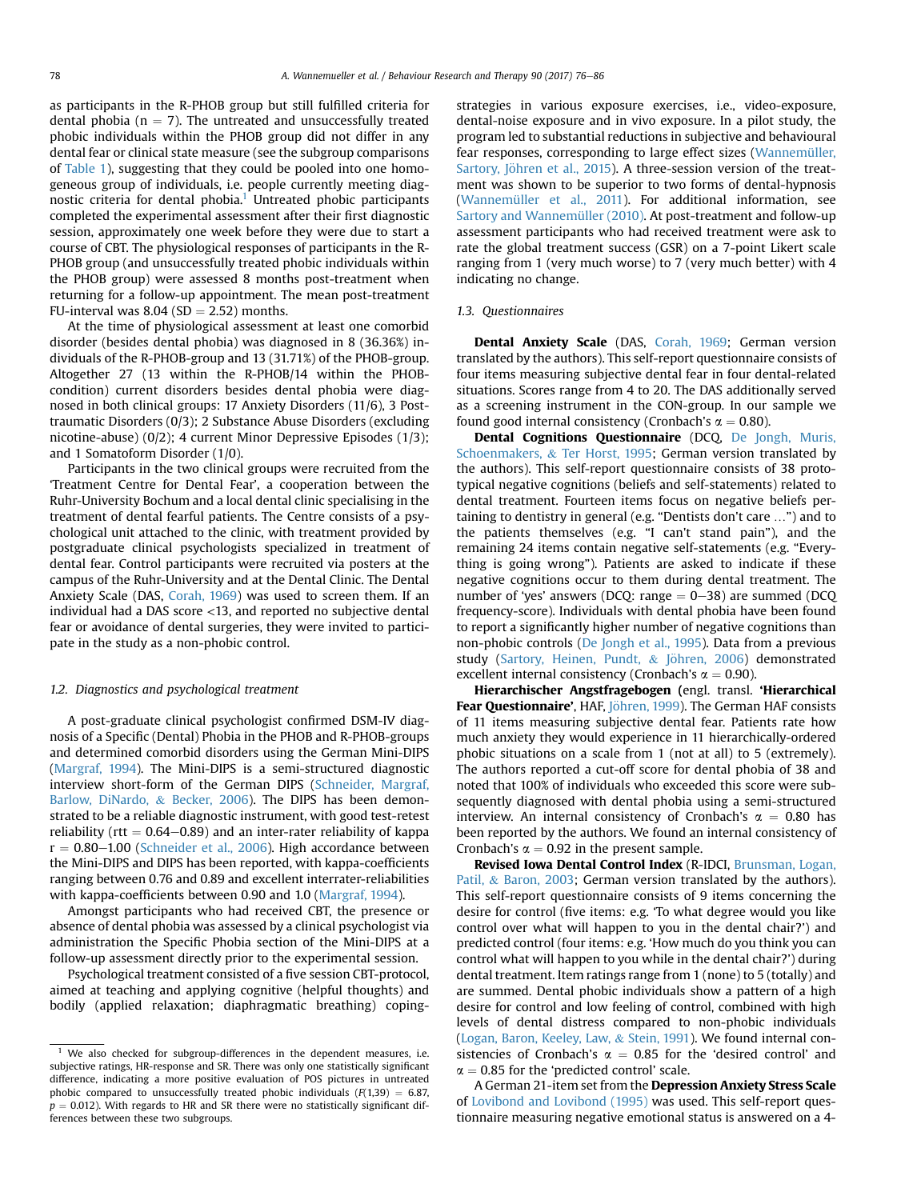as participants in the R-PHOB group but still fulfilled criteria for dental phobia (n = 7). The untreated and unsuccessfully treated phobic individuals within the PHOB group did not differ in any dental fear or clinical state measure (see the subgroup comparisons of Table 1), suggesting that they could be pooled into one homogeneous group of individuals, i.e. people currently meeting diagnostic criteria for dental phobia.[1] Untreated phobic participants completed the experimental assessment after their first diagnostic session, approximately one week before they were due to start a course of CBT. The physiological responses of participants in the R-PHOB group (and unsuccessfully treated phobic individuals within the PHOB group) were assessed 8 months post-treatment when returning for a follow-up appointment. The mean post-treatment FU-interval was 8.04 (SD = 2.52) months.

At the time of physiological assessment at least one comorbid disorder (besides dental phobia) was diagnosed in 8 (36.36%) individuals of the R-PHOB-group and 13 (31.71%) of the PHOB-group. Altogether 27 (13 within the R-PHOB/14 within the PHOB-condition) current disorders besides dental phobia were diagnosed in both clinical groups: 17 Anxiety Disorders (11/6), 3 Post-traumatic Disorders (0/3); 2 Substance Abuse Disorders (excluding nicotine-abuse) (0/2); 4 current Minor Depressive Episodes (1/3); and 1 Somatoform Disorder (1/0).

Participants in the two clinical groups were recruited from the 'Treatment Centre for Dental Fear', a cooperation between the Ruhr-University Bochum and a local dental clinic specialising in the treatment of dental fearful patients. The Centre consists of a psychological unit attached to the clinic, with treatment provided by postgraduate clinical psychologists specialized in treatment of dental fear. Control participants were recruited via posters at the campus of the Ruhr-University and at the Dental Clinic. The Dental Anxiety Scale (DAS, Corah, 1969) was used to screen them. If an individual had a DAS score <13, and reported no subjective dental fear or avoidance of dental surgeries, they were invited to participate in the study as a non-phobic control.

### 1.2. Diagnostics and psychological treatment

A post-graduate clinical psychologist confirmed DSM-IV diagnosis of a Specific (Dental) Phobia in the PHOB and R-PHOB-groups and determined comorbid disorders using the German Mini-DIPS (Margraf, 1994). The Mini-DIPS is a semi-structured diagnostic interview short-form of the German DIPS (Schneider, Margraf, Barlow, DiNardo, & Becker, 2006). The DIPS has been demonstrated to be a reliable diagnostic instrument, with good test-retest reliability (rtt = 0.64–0.89) and an inter-rater reliability of kappa r = 0.80–1.00 (Schneider et al., 2006). High accordance between the Mini-DIPS and DIPS has been reported, with kappa-coefficients ranging between 0.76 and 0.89 and excellent interrater-reliabilities with kappa-coefficients between 0.90 and 1.0 (Margraf, 1994).

Amongst participants who had received CBT, the presence or absence of dental phobia was assessed by a clinical psychologist via administration the Specific Phobia section of the Mini-DIPS at a follow-up assessment directly prior to the experimental session.

Psychological treatment consisted of a five session CBT-protocol, aimed at teaching and applying cognitive (helpful thoughts) and bodily (applied relaxation; diaphragmatic breathing) coping-strategies in various exposure exercises, i.e., video-exposure, dental-noise exposure and in vivo exposure. In a pilot study, the program led to substantial reductions in subjective and behavioural fear responses, corresponding to large effect sizes (Wannemüller, Sartory, Jöhren et al., 2015). A three-session version of the treatment was shown to be superior to two forms of dental-hypnosis (Wannemüller et al., 2011). For additional information, see Sartory and Wannemüller (2010). At post-treatment and follow-up assessment participants who had received treatment were ask to rate the global treatment success (GSR) on a 7-point Likert scale ranging from 1 (very much worse) to 7 (very much better) with 4 indicating no change.

### 1.3. Questionnaires

**Dental Anxiety Scale** (DAS, Corah, 1969; German version translated by the authors). This self-report questionnaire consists of four items measuring subjective dental fear in four dental-related situations. Scores range from 4 to 20. The DAS additionally served as a screening instrument in the CON-group. In our sample we found good internal consistency (Cronbach's $\alpha = 0.80$).

**Dental Cognitions Questionnaire** (DCQ, De Jongh, Muris, Schoenmakers, & Ter Horst, 1995; German version translated by the authors). This self-report questionnaire consists of 38 prototypical negative cognitions (beliefs and self-statements) related to dental treatment. Fourteen items focus on negative beliefs pertaining to dentistry in general (e.g. "Dentists don't care …") and to the patients themselves (e.g. "I can't stand pain"), and the remaining 24 items contain negative self-statements (e.g. "Everything is going wrong"). Patients are asked to indicate if these negative cognitions occur to them during dental treatment. The number of 'yes' answers (DCQ: range = 0–38) are summed (DCQ frequency-score). Individuals with dental phobia have been found to report a significantly higher number of negative cognitions than non-phobic controls (De Jongh et al., 1995). Data from a previous study (Sartory, Heinen, Pundt, & Jöhren, 2006) demonstrated excellent internal consistency (Cronbach's $\alpha = 0.90$).

**Hierarchischer Angstfragebogen** (engl. transl. **'Hierarchical Fear Questionnaire'**, HAF, Jöhren, 1999). The German HAF consists of 11 items measuring subjective dental fear. Patients rate how much anxiety they would experience in 11 hierarchically-ordered phobic situations on a scale from 1 (not at all) to 5 (extremely). The authors reported a cut-off score for dental phobia of 38 and noted that 100% of individuals who exceeded this score were subsequently diagnosed with dental phobia using a semi-structured interview. An internal consistency of Cronbach's $\alpha = 0.80$ has been reported by the authors. We found an internal consistency of Cronbach's $\alpha = 0.92$ in the present sample.

**Revised Iowa Dental Control Index** (R-IDCI, Brunsman, Logan, Patil, & Baron, 2003; German version translated by the authors). This self-report questionnaire consists of 9 items concerning the desire for control (five items: e.g. 'To what degree would you like control over what will happen to you in the dental chair?') and predicted control (four items: e.g. 'How much do you think you can control what will happen to you while in the dental chair?') during dental treatment. Item ratings range from 1 (none) to 5 (totally) and are summed. Dental phobic individuals show a pattern of a high desire for control and low feeling of control, combined with high levels of dental distress compared to non-phobic individuals (Logan, Baron, Keeley, Law, & Stein, 1991). We found internal consistencies of Cronbach's $\alpha = 0.85$ for the 'desired control' and $\alpha = 0.85$ for the 'predicted control' scale.

A German 21-item set from the **Depression Anxiety Stress Scale** of Lovibond and Lovibond (1995) was used. This self-report questionnaire measuring negative emotional status is answered on a 4-

[1] We also checked for subgroup-differences in the dependent measures, i.e. subjective ratings, HR-response and SR. There was only one statistically significant difference, indicating a more positive evaluation of POS pictures in untreated phobic compared to unsuccessfully treated phobic individuals ($F(1,39) = 6.87$, $p = 0.012$). With regards to HR and SR there were no statistically significant differences between these two subgroups.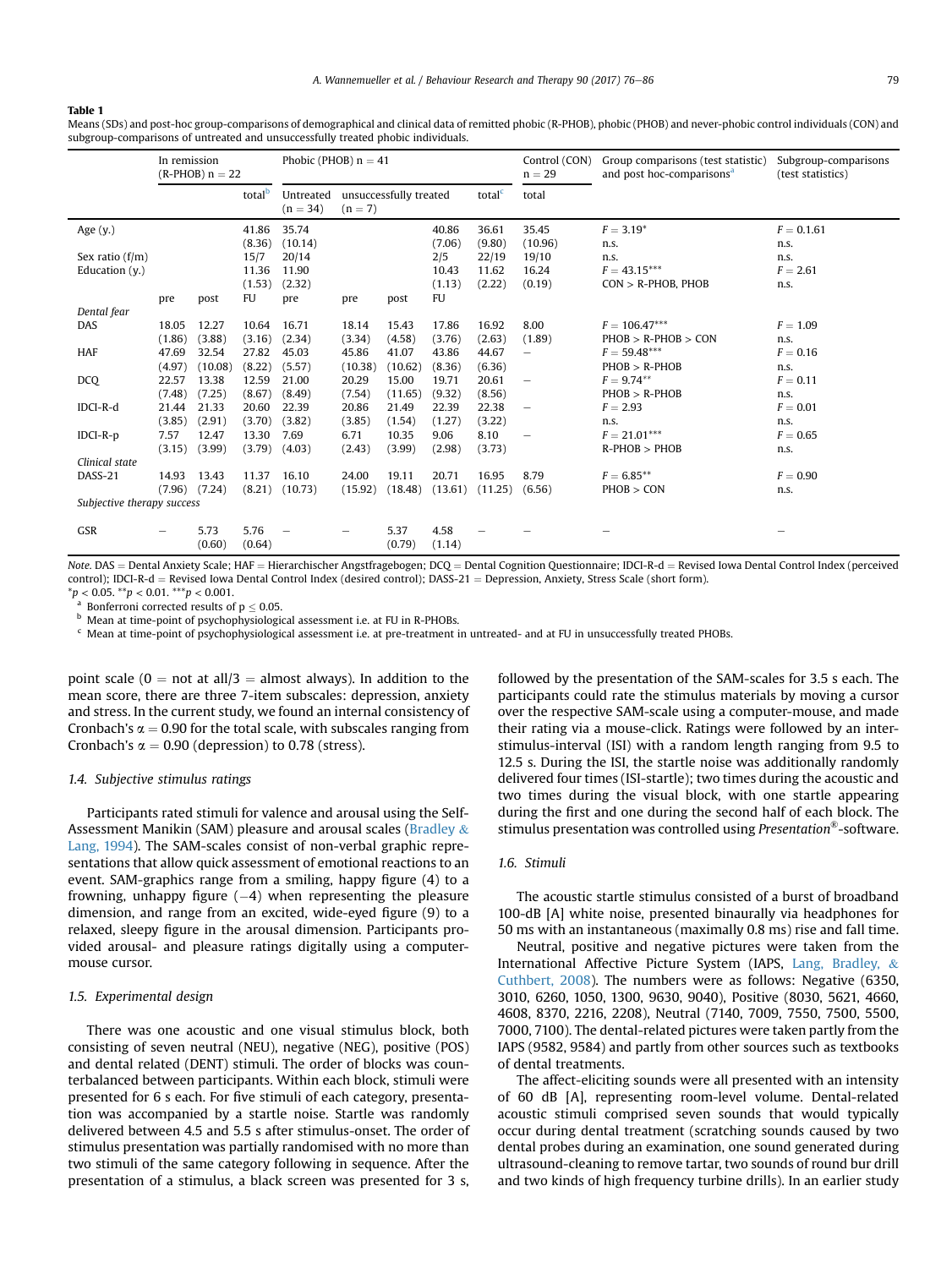**Table 1**
Means (SDs) and post-hoc group-comparisons of demographical and clinical data of remitted phobic (R-PHOB), phobic (PHOB) and never-phobic control individuals (CON) and subgroup-comparisons of untreated and unsuccessfully treated phobic individuals.

| | In remission (R-PHOB) n = 22 | | | Phobic (PHOB) n = 41 | | | | | Control (CON) n = 29 | Group comparisons (test statistic) and post hoc-comparisons[a] | Subgroup-comparisons (test statistics) |
|---|---|---|---|---|---|---|---|---|---|---|---|
| | | | total[b] | Untreated (n = 34) | unsuccessfully treated (n = 7) | | | total[c] | total | | |
| Age (y.) | | | 41.86 (8.36) | 35.74 (10.14) | | | 40.86 (7.06) | 36.61 (9.80) | 35.45 (10.96) | $F = 3.19^{*}$ n.s. | $F = 0.1.61$ n.s. |
| Sex ratio (f/m) | | | 15/7 | 20/14 | | | 2/5 | 22/19 | 19/10 | n.s. | n.s. |
| Education (y.) | | | 11.36 (1.53) | 11.90 (2.32) | | | 10.43 (1.13) | 11.62 (2.22) | 16.24 (0.19) | $F = 43.15^{***}$ CON > R-PHOB, PHOB | $F = 2.61$ n.s. |
| | pre | post | FU | pre | pre | post | FU | | | | |
| *Dental fear* | | | | | | | | | | | |
| DAS | 18.05 (1.86) | 12.27 (3.88) | 10.64 (3.16) | 16.71 (2.34) | 18.14 (3.34) | 15.43 (4.58) | 17.86 (3.76) | 16.92 (2.63) | 8.00 (1.89) | $F = 106.47^{***}$ PHOB > R-PHOB > CON | $F = 1.09$ n.s. |
| HAF | 47.69 (4.97) | 32.54 (10.08) | 27.82 (8.22) | 45.03 (5.57) | 45.86 (10.38) | 41.07 (10.62) | 43.86 (8.36) | 44.67 (6.36) | – | $F = 59.48^{***}$ PHOB > R-PHOB | $F = 0.16$ n.s. |
| DCQ | 22.57 (7.48) | 13.38 (7.25) | 12.59 (8.67) | 21.00 (8.49) | 20.29 (7.54) | 15.00 (11.65) | 19.71 (9.32) | 20.61 (8.56) | – | $F = 9.74^{**}$ PHOB > R-PHOB | $F = 0.11$ n.s. |
| IDCI-R-d | 21.44 (3.85) | 21.33 (2.91) | 20.60 (3.70) | 22.39 (3.82) | 20.86 (3.85) | 21.49 (1.54) | 22.39 (1.27) | 22.38 (3.22) | – | $F = 2.93$ n.s. | $F = 0.01$ n.s. |
| IDCI-R-p | 7.57 (3.15) | 12.47 (3.99) | 13.30 (3.79) | 7.69 (4.03) | 6.71 (2.43) | 10.35 (3.99) | 9.06 (2.98) | 8.10 (3.73) | – | $F = 21.01^{***}$ R-PHOB > PHOB | $F = 0.65$ n.s. |
| *Clinical state* | | | | | | | | | | | |
| DASS-21 | 14.93 (7.96) | 13.43 (7.24) | 11.37 (8.21) | 16.10 (10.73) | 24.00 (15.92) | 19.11 (18.48) | 20.71 (13.61) | 16.95 (11.25) | 8.79 (6.56) | $F = 6.85^{**}$ PHOB > CON | $F = 0.90$ n.s. |
| *Subjective therapy success* | | | | | | | | | | | |
| GSR | – | 5.73 (0.60) | 5.76 (0.64) | – | – | 5.37 (0.79) | 4.58 (1.14) | – | – | – | – |

*Note.* DAS = Dental Anxiety Scale; HAF = Hierarchischer Angstfragebogen; DCQ = Dental Cognition Questionnaire; IDCI-R-d = Revised Iowa Dental Control Index (perceived control); IDCI-R-d = Revised Iowa Dental Control Index (desired control); DASS-21 = Depression, Anxiety, Stress Scale (short form).
$^{*}p < 0.05$. $^{**}p < 0.01$. $^{***}p < 0.001$.
[a] Bonferroni corrected results of $p \leq 0.05$.
[b] Mean at time-point of psychophysiological assessment i.e. at FU in R-PHOBs.
[c] Mean at time-point of psychophysiological assessment i.e. at pre-treatment in untreated- and at FU in unsuccessfully treated PHOBs.

point scale (0 = not at all/3 = almost always). In addition to the mean score, there are three 7-item subscales: depression, anxiety and stress. In the current study, we found an internal consistency of Cronbach's $\alpha = 0.90$ for the total scale, with subscales ranging from Cronbach's $\alpha = 0.90$ (depression) to 0.78 (stress).

### 1.4. Subjective stimulus ratings

Participants rated stimuli for valence and arousal using the Self-Assessment Manikin (SAM) pleasure and arousal scales (Bradley & Lang, 1994). The SAM-scales consist of non-verbal graphic representations that allow quick assessment of emotional reactions to an event. SAM-graphics range from a smiling, happy figure (4) to a frowning, unhappy figure (−4) when representing the pleasure dimension, and range from an excited, wide-eyed figure (9) to a relaxed, sleepy figure in the arousal dimension. Participants provided arousal- and pleasure ratings digitally using a computer-mouse cursor.

### 1.5. Experimental design

There was one acoustic and one visual stimulus block, both consisting of seven neutral (NEU), negative (NEG), positive (POS) and dental related (DENT) stimuli. The order of blocks was counterbalanced between participants. Within each block, stimuli were presented for 6 s each. For five stimuli of each category, presentation was accompanied by a startle noise. Startle was randomly delivered between 4.5 and 5.5 s after stimulus-onset. The order of stimulus presentation was partially randomised with no more than two stimuli of the same category following in sequence. After the presentation of a stimulus, a black screen was presented for 3 s, followed by the presentation of the SAM-scales for 3.5 s each. The participants could rate the stimulus materials by moving a cursor over the respective SAM-scale using a computer-mouse, and made their rating via a mouse-click. Ratings were followed by an inter-stimulus-interval (ISI) with a random length ranging from 9.5 to 12.5 s. During the ISI, the startle noise was additionally randomly delivered four times (ISI-startle); two times during the acoustic and two times during the visual block, with one startle appearing during the first and one during the second half of each block. The stimulus presentation was controlled using *Presentation®*-software.

### 1.6. Stimuli

The acoustic startle stimulus consisted of a burst of broadband 100-dB [A] white noise, presented binaurally via headphones for 50 ms with an instantaneous (maximally 0.8 ms) rise and fall time.

Neutral, positive and negative pictures were taken from the International Affective Picture System (IAPS, Lang, Bradley, & Cuthbert, 2008). The numbers were as follows: Negative (6350, 3010, 6260, 1050, 1300, 9630, 9040), Positive (8030, 5621, 4660, 4608, 8370, 2216, 2208), Neutral (7140, 7009, 7550, 7500, 5500, 7000, 7100). The dental-related pictures were taken partly from the IAPS (9582, 9584) and partly from other sources such as textbooks of dental treatments.

The affect-eliciting sounds were all presented with an intensity of 60 dB [A], representing room-level volume. Dental-related acoustic stimuli comprised seven sounds that would typically occur during dental treatment (scratching sounds caused by two dental probes during an examination, one sound generated during ultrasound-cleaning to remove tartar, two sounds of round bur drill and two kinds of high frequency turbine drills). In an earlier study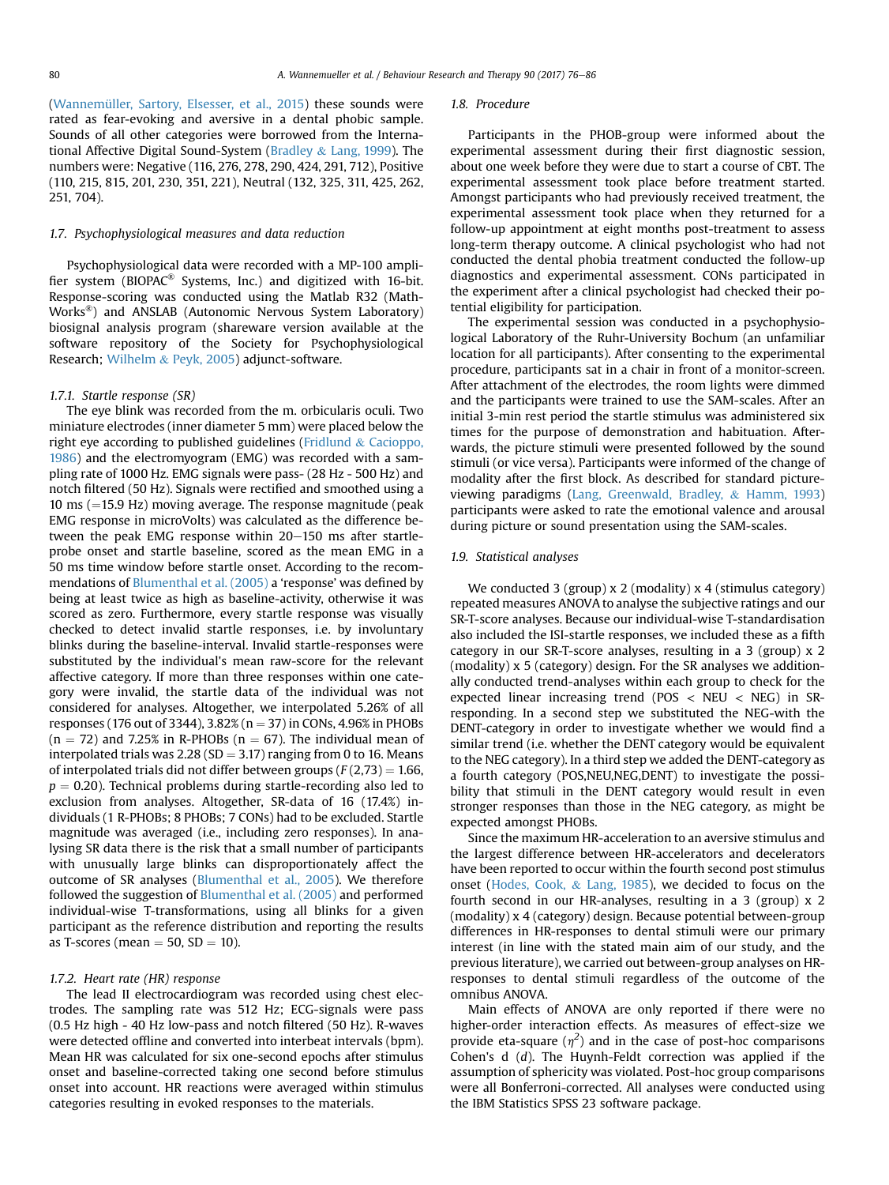(Wannemüller, Sartory, Elsesser, et al., 2015) these sounds were rated as fear-evoking and aversive in a dental phobic sample. Sounds of all other categories were borrowed from the International Affective Digital Sound-System (Bradley & Lang, 1999). The numbers were: Negative (116, 276, 278, 290, 424, 291, 712), Positive (110, 215, 815, 201, 230, 351, 221), Neutral (132, 325, 311, 425, 262, 251, 704).

### 1.7. Psychophysiological measures and data reduction

Psychophysiological data were recorded with a MP-100 amplifier system (BIOPAC® Systems, Inc.) and digitized with 16-bit. Response-scoring was conducted using the Matlab R32 (MathWorks®) and ANSLAB (Autonomic Nervous System Laboratory) biosignal analysis program (shareware version available at the software repository of the Society for Psychophysiological Research; Wilhelm & Peyk, 2005) adjunct-software.

#### 1.7.1. Startle response (SR)

The eye blink was recorded from the m. orbicularis oculi. Two miniature electrodes (inner diameter 5 mm) were placed below the right eye according to published guidelines (Fridlund & Cacioppo, 1986) and the electromyogram (EMG) was recorded with a sampling rate of 1000 Hz. EMG signals were pass- (28 Hz - 500 Hz) and notch filtered (50 Hz). Signals were rectified and smoothed using a 10 ms (=15.9 Hz) moving average. The response magnitude (peak EMG response in microVolts) was calculated as the difference between the peak EMG response within 20–150 ms after startle-probe onset and startle baseline, scored as the mean EMG in a 50 ms time window before startle onset. According to the recommendations of Blumenthal et al. (2005) a 'response' was defined by being at least twice as high as baseline-activity, otherwise it was scored as zero. Furthermore, every startle response was visually checked to detect invalid startle responses, i.e. by involuntary blinks during the baseline-interval. Invalid startle-responses were substituted by the individual's mean raw-score for the relevant affective category. If more than three responses within one category were invalid, the startle data of the individual was not considered for analyses. Altogether, we interpolated 5.26% of all responses (176 out of 3344), 3.82% ($n = 37$) in CONs, 4.96% in PHOBs ($n = 72$) and 7.25% in R-PHOBs ($n = 67$). The individual mean of interpolated trials was 2.28 (SD = 3.17) ranging from 0 to 16. Means of interpolated trials did not differ between groups ($F(2,73) = 1.66$, $p = 0.20$). Technical problems during startle-recording also led to exclusion from analyses. Altogether, SR-data of 16 (17.4%) individuals (1 R-PHOBs; 8 PHOBs; 7 CONs) had to be excluded. Startle magnitude was averaged (i.e., including zero responses). In analysing SR data there is the risk that a small number of participants with unusually large blinks can disproportionately affect the outcome of SR analyses (Blumenthal et al., 2005). We therefore followed the suggestion of Blumenthal et al. (2005) and performed individual-wise T-transformations, using all blinks for a given participant as the reference distribution and reporting the results as T-scores (mean = 50, SD = 10).

#### 1.7.2. Heart rate (HR) response

The lead II electrocardiogram was recorded using chest electrodes. The sampling rate was 512 Hz; ECG-signals were pass (0.5 Hz high - 40 Hz low-pass and notch filtered (50 Hz). R-waves were detected offline and converted into interbeat intervals (bpm). Mean HR was calculated for six one-second epochs after stimulus onset and baseline-corrected taking one second before stimulus onset into account. HR reactions were averaged within stimulus categories resulting in evoked responses to the materials.

### 1.8. Procedure

Participants in the PHOB-group were informed about the experimental assessment during their first diagnostic session, about one week before they were due to start a course of CBT. The experimental assessment took place before treatment started. Amongst participants who had previously received treatment, the experimental assessment took place when they returned for a follow-up appointment at eight months post-treatment to assess long-term therapy outcome. A clinical psychologist who had not conducted the dental phobia treatment conducted the follow-up diagnostics and experimental assessment. CONs participated in the experiment after a clinical psychologist had checked their potential eligibility for participation.

The experimental session was conducted in a psychophysiological Laboratory of the Ruhr-University Bochum (an unfamiliar location for all participants). After consenting to the experimental procedure, participants sat in a chair in front of a monitor-screen. After attachment of the electrodes, the room lights were dimmed and the participants were trained to use the SAM-scales. After an initial 3-min rest period the startle stimulus was administered six times for the purpose of demonstration and habituation. Afterwards, the picture stimuli were presented followed by the sound stimuli (or vice versa). Participants were informed of the change of modality after the first block. As described for standard picture-viewing paradigms (Lang, Greenwald, Bradley, & Hamm, 1993) participants were asked to rate the emotional valence and arousal during picture or sound presentation using the SAM-scales.

### 1.9. Statistical analyses

We conducted 3 (group) x 2 (modality) x 4 (stimulus category) repeated measures ANOVA to analyse the subjective ratings and our SR-T-score analyses. Because our individual-wise T-standardisation also included the ISI-startle responses, we included these as a fifth category in our SR-T-score analyses, resulting in a 3 (group) x 2 (modality) x 5 (category) design. For the SR analyses we additionally conducted trend-analyses within each group to check for the expected linear increasing trend (POS < NEU < NEG) in SR-responding. In a second step we substituted the NEG-with the DENT-category in order to investigate whether we would find a similar trend (i.e. whether the DENT category would be equivalent to the NEG category). In a third step we added the DENT-category as a fourth category (POS,NEU,NEG,DENT) to investigate the possibility that stimuli in the DENT category would result in even stronger responses than those in the NEG category, as might be expected amongst PHOBs.

Since the maximum HR-acceleration to an aversive stimulus and the largest difference between HR-accelerators and decelerators have been reported to occur within the fourth second post stimulus onset (Hodes, Cook, & Lang, 1985), we decided to focus on the fourth second in our HR-analyses, resulting in a 3 (group) x 2 (modality) x 4 (category) design. Because potential between-group differences in HR-responses to dental stimuli were our primary interest (in line with the stated main aim of our study, and the previous literature), we carried out between-group analyses on HR-responses to dental stimuli regardless of the outcome of the omnibus ANOVA.

Main effects of ANOVA are only reported if there were no higher-order interaction effects. As measures of effect-size we provide eta-square ($\eta^2$) and in the case of post-hoc comparisons Cohen's d ($d$). The Huynh-Feldt correction was applied if the assumption of sphericity was violated. Post-hoc group comparisons were all Bonferroni-corrected. All analyses were conducted using the IBM Statistics SPSS 23 software package.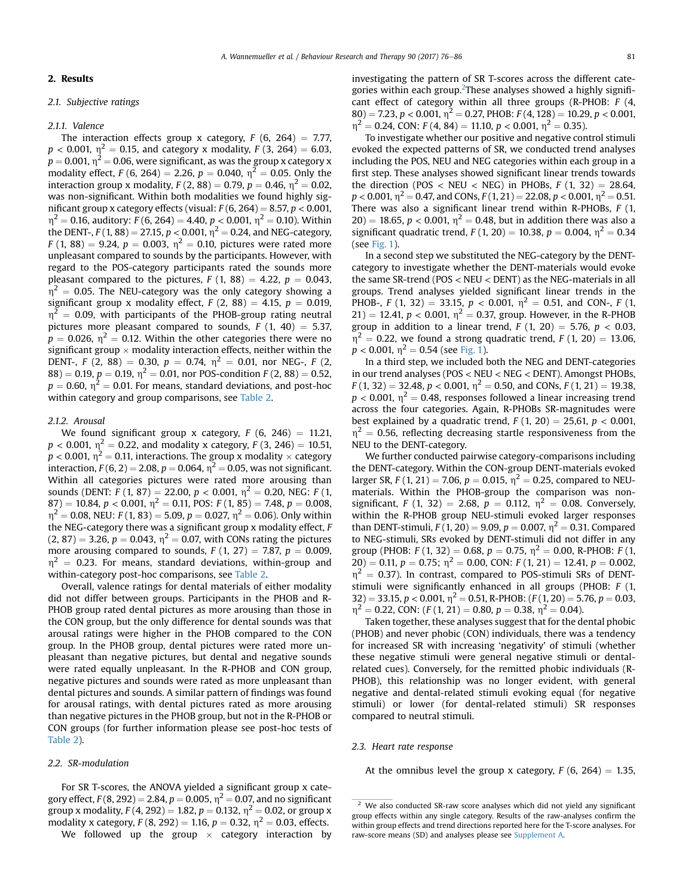## 2. Results

### 2.1. Subjective ratings

#### 2.1.1. Valence

The interaction effects group x category, $F (6, 264) = 7.77$, $p < 0.001$, $\eta^2 = 0.15$, and category x modality, $F (3, 264) = 6.03$, $p = 0.001$, $\eta^2 = 0.06$, were significant, as was the group x category x modality effect, $F (6, 264) = 2.26$, $p = 0.040$, $\eta^2 = 0.05$. Only the interaction group x modality, $F (2, 88) = 0.79$, $p = 0.46$, $\eta^2 = 0.02$, was non-significant. Within both modalities we found highly significant group x category effects (visual: $F (6, 264) = 8.57$, $p < 0.001$, $\eta^2 = 0.16$, auditory: $F (6, 264) = 4.40$, $p < 0.001$, $\eta^2 = 0.10$). Within the DENT-, $F (1, 88) = 27.15$, $p < 0.001$, $\eta^2 = 0.24$, and NEG-category, $F (1, 88) = 9.24$, $p = 0.003$, $\eta^2 = 0.10$, pictures were rated more unpleasant compared to sounds by the participants. However, with regard to the POS-category participants rated the sounds more pleasant compared to the pictures, $F (1, 88) = 4.22$, $p = 0.043$, $\eta^2 = 0.05$. The NEU-category was the only category showing a significant group x modality effect, $F (2, 88) = 4.15$, $p = 0.019$, $\eta^2 = 0.09$, with participants of the PHOB-group rating neutral pictures more pleasant compared to sounds, $F (1, 40) = 5.37$, $p = 0.026$, $\eta^2 = 0.12$. Within the other categories there were no significant group × modality interaction effects, neither within the DENT-, $F (2, 88) = 0.30$, $p = 0.74$, $\eta^2 = 0.01$, nor NEG-, $F (2, 88) = 0.19$, $p = 0.19$, $\eta^2 = 0.01$, nor POS-condition $F (2, 88) = 0.52$, $p = 0.60$, $\eta^2 = 0.01$. For means, standard deviations, and post-hoc within category and group comparisons, see Table 2.

#### 2.1.2. Arousal

We found significant group x category, $F (6, 246) = 11.21$, $p < 0.001$, $\eta^2 = 0.22$, and modality x category, $F (3, 246) = 10.51$, $p < 0.001$, $\eta^2 = 0.11$, interactions. The group x modality × category interaction, $F (6, 2) = 2.08$, $p = 0.064$, $\eta^2 = 0.05$, was not significant. Within all categories pictures were rated more arousing than sounds (DENT: $F (1, 87) = 22.00$, $p < 0.001$, $\eta^2 = 0.20$, NEG: $F (1, 87) = 10.84$, $p < 0.001$, $\eta^2 = 0.11$, POS: $F (1, 85) = 7.48$, $p = 0.008$, $\eta^2 = 0.08$, NEU: $F (1, 83) = 5.09$, $p = 0.027$, $\eta^2 = 0.06$). Only within the NEG-category there was a significant group x modality effect, $F (2, 87) = 3.26$, $p = 0.043$, $\eta^2 = 0.07$, with CONs rating the pictures more arousing compared to sounds, $F (1, 27) = 7.87$, $p = 0.009$, $\eta^2 = 0.23$. For means, standard deviations, within-group and within-category post-hoc comparisons, see Table 2.

Overall, valence ratings for dental materials of either modality did not differ between groups. Participants in the PHOB and R-PHOB group rated dental pictures as more arousing than those in the CON group, but the only difference for dental sounds was that arousal ratings were higher in the PHOB compared to the CON group. In the PHOB group, dental pictures were rated more unpleasant than negative pictures, but dental and negative sounds were rated equally unpleasant. In the R-PHOB and CON group, negative pictures and sounds were rated as more unpleasant than dental pictures and sounds. A similar pattern of findings was found for arousal ratings, with dental pictures rated as more arousing than negative pictures in the PHOB group, but not in the R-PHOB or CON groups (for further information please see post-hoc tests of Table 2).

### 2.2. SR-modulation

For SR T-scores, the ANOVA yielded a significant group x category effect, $F (8, 292) = 2.84$, $p = 0.005$, $\eta^2 = 0.07$, and no significant group x modality, $F (4, 292) = 1.82$, $p = 0.132$, $\eta^2 = 0.02$, or group x modality x category, $F (8, 292) = 1.16$, $p = 0.32$, $\eta^2 = 0.03$, effects.

We followed up the group × category interaction by investigating the pattern of SR T-scores across the different categories within each group.[2] These analyses showed a highly significant effect of category within all three groups (R-PHOB: $F (4, 80) = 7.23$, $p < 0.001$, $\eta^2 = 0.27$, PHOB: $F (4, 128) = 10.29$, $p < 0.001$, $\eta^2 = 0.24$, CON: $F (4, 84) = 11.10$, $p < 0.001$, $\eta^2 = 0.35$).

To investigate whether our positive and negative control stimuli evoked the expected patterns of SR, we conducted trend analyses including the POS, NEU and NEG categories within each group in a first step. These analyses showed significant linear trends towards the direction (POS < NEU < NEG) in PHOBs, $F (1, 32) = 28.64$, $p < 0.001$, $\eta^2 = 0.47$, and CONs, $F (1, 21) = 22.08$, $p < 0.001$, $\eta^2 = 0.51$. There was also a significant linear trend within R-PHOBs, $F (1, 20) = 18.65$, $p < 0.001$, $\eta^2 = 0.48$, but in addition there was also a significant quadratic trend, $F (1, 20) = 10.38$, $p = 0.004$, $\eta^2 = 0.34$ (see Fig. 1).

In a second step we substituted the NEG-category by the DENT-category to investigate whether the DENT-materials would evoke the same SR-trend (POS < NEU < DENT) as the NEG-materials in all groups. Trend analyses yielded significant linear trends in the PHOB-, $F (1, 32) = 33.15$, $p < 0.001$, $\eta^2 = 0.51$, and CON-, $F (1, 21) = 12.41$, $p < 0.001$, $\eta^2 = 0.37$, group. However, in the R-PHOB group in addition to a linear trend, $F (1, 20) = 5.76$, $p < 0.03$, $\eta^2 = 0.22$, we found a strong quadratic trend, $F (1, 20) = 13.06$, $p < 0.001$, $\eta^2 = 0.54$ (see Fig. 1).

In a third step, we included both the NEG and DENT-categories in our trend analyses (POS < NEU < NEG < DENT). Amongst PHOBs, $F (1, 32) = 32.48$, $p < 0.001$, $\eta^2 = 0.50$, and CONs, $F (1, 21) = 19.38$, $p < 0.001$, $\eta^2 = 0.48$, responses followed a linear increasing trend across the four categories. Again, R-PHOBs SR-magnitudes were best explained by a quadratic trend, $F (1, 20) = 25,61$, $p < 0.001$, $\eta^2 = 0.56$, reflecting decreasing startle responsiveness from the NEU to the DENT-category.

We further conducted pairwise category-comparisons including the DENT-category. Within the CON-group DENT-materials evoked larger SR, $F (1, 21) = 7.06$, $p = 0.015$, $\eta^2 = 0.25$, compared to NEU-materials. Within the PHOB-group the comparison was non-significant, $F (1, 32) = 2.68$, $p = 0.112$, $\eta^2 = 0.08$. Conversely, within the R-PHOB group NEU-stimuli evoked larger responses than DENT-stimuli, $F (1, 20) = 9.09$, $p = 0.007$, $\eta^2 = 0.31$. Compared to NEG-stimuli, SRs evoked by DENT-stimuli did not differ in any group (PHOB: $F (1, 32) = 0.68$, $p = 0.75$, $\eta^2 = 0.00$, R-PHOB: $F (1, 20) = 0.11$, $p = 0.75$; $\eta^2 = 0.00$, CON: $F (1, 21) = 12.41$, $p = 0.002$, $\eta^2 = 0.37$). In contrast, compared to POS-stimuli SRs of DENT-stimuli were significantly enhanced in all groups (PHOB: $F (1, 32) = 33.15$, $p < 0.001$, $\eta^2 = 0.51$, R-PHOB: ($F (1, 20) = 5.76$, $p = 0.03$, $\eta^2 = 0.22$, CON: ($F (1, 21) = 0.80$, $p = 0.38$, $\eta^2 = 0.04$).

Taken together, these analyses suggest that for the dental phobic (PHOB) and never phobic (CON) individuals, there was a tendency for increased SR with increasing 'negativity' of stimuli (whether these negative stimuli were general negative stimuli or dental-related cues). Conversely, for the remitted phobic individuals (R-PHOB), this relationship was no longer evident, with general negative and dental-related stimuli evoking equal (for negative stimuli) or lower (for dental-related stimuli) SR responses compared to neutral stimuli.

### 2.3. Heart rate response

At the omnibus level the group x category, $F (6, 264) = 1.35$,

[2] We also conducted SR-raw score analyses which did not yield any significant group effects within any single category. Results of the raw-analyses confirm the within group effects and trend directions reported here for the T-score analyses. For raw-score means (SD) and analyses please see Supplement A.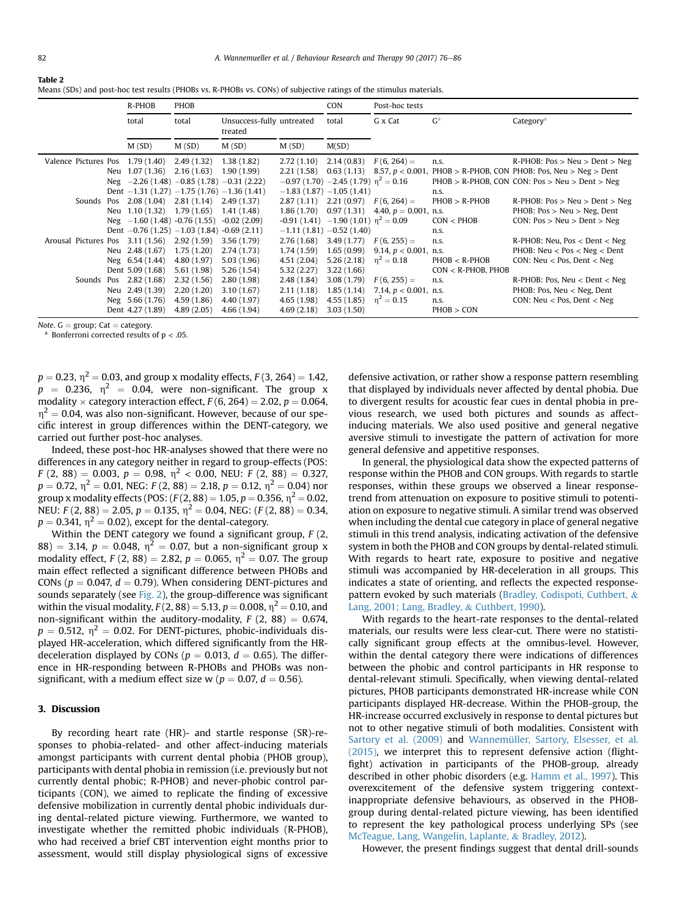**Table 2**
Means (SDs) and post-hoc test results (PHOBs vs. R-PHOBs vs. CONs) of subjective ratings of the stimulus materials.

| | | | R-PHOB | PHOB | | | CON | Post-hoc tests | | |
|---|---|---|---|---|---|---|---|---|---|---|
| | | | total | total | Unsuccess-fully treated | untreated | total | G x Cat | G[a] | Category[a] |
| | | | M (SD) | M (SD) | M (SD) | M (SD) | M(SD) | | | |
| Valence | Pictures | Pos | 1.79 (1.40) | 2.49 (1.32) | 1.38 (1.82) | 2.72 (1.10) | 2.14 (0.83) | $F(6, 264) =$ | n.s. | R-PHOB: Pos > Neu > Dent > Neg |
| | | Neu | 1.07 (1.36) | 2.16 (1.63) | 1.90 (1.99) | 2.21 (1.58) | 0.63 (1.13) | 8.57, $p < 0.001$, | PHOB > R-PHOB, CON | PHOB: Pos, Neu > Neg > Dent |
| | | Neg | −2.26 (1.48) | −0.85 (1.78) | −0.31 (2.22) | −0.97 (1.70) | −2.45 (1.79) | $\eta^2 = 0.16$ | PHOB > R-PHOB, CON | CON: Pos > Neu > Dent > Neg |
| | | Dent | −1.31 (1.27) | −1.75 (1.76) | −1.36 (1.41) | −1.83 (1.87) | −1.05 (1.41) | | n.s. | |
| | Sounds | Pos | 2.08 (1.04) | 2.81 (1.14) | 2.49 (1.37) | 2.87 (1.11) | 2.21 (0.97) | $F(6, 264) =$ | PHOB > R-PHOB | R-PHOB: Pos > Neu > Dent > Neg |
| | | Neu | 1.10 (1.32) | 1.79 (1.65) | 1.41 (1.48) | 1.86 (1.70) | 0.97 (1.31) | 4.40, $p = 0.001$, | n.s. | PHOB: Pos > Neu > Neg, Dent |
| | | Neg | −1.60 (1.48) | -0.76 (1.55) | -0.02 (2.09) | -0.91 (1.41) | −1.90 (1.01) | $\eta^2 = 0.09$ | CON < PHOB | CON: Pos > Neu > Dent > Neg |
| | | Dent | −0.76 (1.25) | −1.03 (1.84) | -0.69 (2.11) | −1.11 (1.81) | −0.52 (1.40) | | n.s. | |
| Arousal | Pictures | Pos | 3.11 (1.56) | 2.92 (1.59) | 3.56 (1.79) | 2.76 (1.68) | 3.49 (1.77) | $F(6, 255) =$ | n.s. | R-PHOB: Neu, Pos < Dent < Neg |
| | | Neu | 2.48 (1.67) | 1.75 (1.20) | 2.74 (1.73) | 1.74 (1.59) | 1.65 (0.99) | 9.14, $p < 0.001$, | n.s. | PHOB: Neu < Pos < Neg < Dent |
| | | Neg | 6.54 (1.44) | 4.80 (1.97) | 5.03 (1.96) | 4.51 (2.04) | 5.26 (2.18) | $\eta^2 = 0.18$ | PHOB < R-PHOB | CON: Neu < Pos, Dent < Neg |
| | | Dent | 5.09 (1.68) | 5.61 (1.98) | 5.26 (1.54) | 5.32 (2.27) | 3.22 (1.66) | | CON < R-PHOB, PHOB | |
| | Sounds | Pos | 2.82 (1.68) | 2.32 (1.56) | 2.80 (1.98) | 2.48 (1.84) | 3.08 (1.79) | $F(6, 255) =$ | n.s. | R-PHOB: Pos, Neu < Dent < Neg |
| | | Neu | 2.49 (1.39) | 2.20 (1.20) | 3.10 (1.67) | 2.11 (1.18) | 1.85 (1.14) | 7.14, $p < 0.001$, | n.s. | PHOB: Pos, Neu < Neg, Dent |
| | | Neg | 5.66 (1.76) | 4.59 (1.86) | 4.40 (1.97) | 4.65 (1.98) | 4.55 (1.85) | $\eta^2 = 0.15$ | n.s. | CON: Neu < Pos, Dent < Neg |
| | | Dent | 4.27 (1.89) | 4.89 (2.05) | 4.66 (1.94) | 4.69 (2.18) | 3.03 (1.50) | | PHOB > CON | |

*Note*. G = group; Cat = category.
[a] Bonferroni corrected results of p < .05.

$p = 0.23$, $\eta^2 = 0.03$, and group x modality effects, $F(3, 264) = 1.42$, $p = 0.236$, $\eta^2 = 0.04$, were non-significant. The group x modality × category interaction effect, $F(6, 264) = 2.02$, $p = 0.064$, $\eta^2 = 0.04$, was also non-significant. However, because of our specific interest in group differences within the DENT-category, we carried out further post-hoc analyses.

Indeed, these post-hoc HR-analyses showed that there were no differences in any category neither in regard to group-effects (POS: $F(2, 88) = 0.003$, $p = 0.98$, $\eta^2 < 0.00$, NEU: $F(2, 88) = 0.327$, $p = 0.72$, $\eta^2 = 0.01$, NEG: $F(2, 88) = 2.18$, $p = 0.12$, $\eta^2 = 0.04$) nor group x modality effects (POS: ($F(2, 88) = 1.05$, $p = 0.356$, $\eta^2 = 0.02$, NEU: $F(2, 88) = 2.05$, $p = 0.135$, $\eta^2 = 0.04$, NEG: ($F(2, 88) = 0.34$, $p = 0.341$, $\eta^2 = 0.02$), except for the dental-category.

Within the DENT category we found a significant group, $F(2, 88) = 3.14$, $p = 0.048$, $\eta^2 = 0.07$, but a non-significant group x modality effect, $F(2, 88) = 2.82$, $p = 0.065$, $\eta^2 = 0.07$. The group main effect reflected a significant difference between PHOBs and CONs ($p = 0.047$, $d = 0.79$). When considering DENT-pictures and sounds separately (see Fig. 2), the group-difference was significant within the visual modality, $F(2, 88) = 5.13$, $p = 0.008$, $\eta^2 = 0.10$, and non-significant within the auditory-modality, $F(2, 88) = 0.674$, $p = 0.512$, $\eta^2 = 0.02$. For DENT-pictures, phobic-individuals displayed HR-acceleration, which differed significantly from the HR-deceleration displayed by CONs ($p = 0.013$, $d = 0.65$). The difference in HR-responding between R-PHOBs and PHOBs was non-significant, with a medium effect size w ($p = 0.07$, $d = 0.56$).

## 3. Discussion

By recording heart rate (HR)- and startle response (SR)-responses to phobia-related- and other affect-inducing materials amongst participants with current dental phobia (PHOB group), participants with dental phobia in remission (i.e. previously but not currently dental phobic; R-PHOB) and never-phobic control participants (CON), we aimed to replicate the finding of excessive defensive mobilization in currently dental phobic individuals during dental-related picture viewing. Furthermore, we wanted to investigate whether the remitted phobic individuals (R-PHOB), who had received a brief CBT intervention eight months prior to assessment, would still display physiological signs of excessive defensive activation, or rather show a response pattern resembling that displayed by individuals never affected by dental phobia. Due to divergent results for acoustic fear cues in dental phobia in previous research, we used both pictures and sounds as affect-inducing materials. We also used positive and general negative aversive stimuli to investigate the pattern of activation for more general defensive and appetitive responses.

In general, the physiological data show the expected patterns of response within the PHOB and CON groups. With regards to startle responses, within these groups we observed a linear response-trend from attenuation on exposure to positive stimuli to potentiation on exposure to negative stimuli. A similar trend was observed when including the dental cue category in place of general negative stimuli in this trend analysis, indicating activation of the defensive system in both the PHOB and CON groups by dental-related stimuli. With regards to heart rate, exposure to positive and negative stimuli was accompanied by HR-deceleration in all groups. This indicates a state of orienting, and reflects the expected response-pattern evoked by such materials (Bradley, Codispoti, Cuthbert, & Lang, 2001; Lang, Bradley, & Cuthbert, 1990).

With regards to the heart-rate responses to the dental-related materials, our results were less clear-cut. There were no statistically significant group effects at the omnibus-level. However, within the dental category there were indications of differences between the phobic and control participants in HR response to dental-relevant stimuli. Specifically, when viewing dental-related pictures, PHOB participants demonstrated HR-increase while CON participants displayed HR-decrease. Within the PHOB-group, the HR-increase occurred exclusively in response to dental pictures but not to other negative stimuli of both modalities. Consistent with Sartory et al. (2009) and Wannemüller, Sartory, Elsesser, et al. (2015), we interpret this to represent defensive action (flight-fight) activation in participants of the PHOB-group, already described in other phobic disorders (e.g. Hamm et al., 1997). This overexcitement of the defensive system triggering context-inappropriate defensive behaviours, as observed in the PHOB-group during dental-related picture viewing, has been identified to represent the key pathological process underlying SPs (see McTeague, Lang, Wangelin, Laplante, & Bradley, 2012).

However, the present findings suggest that dental drill-sounds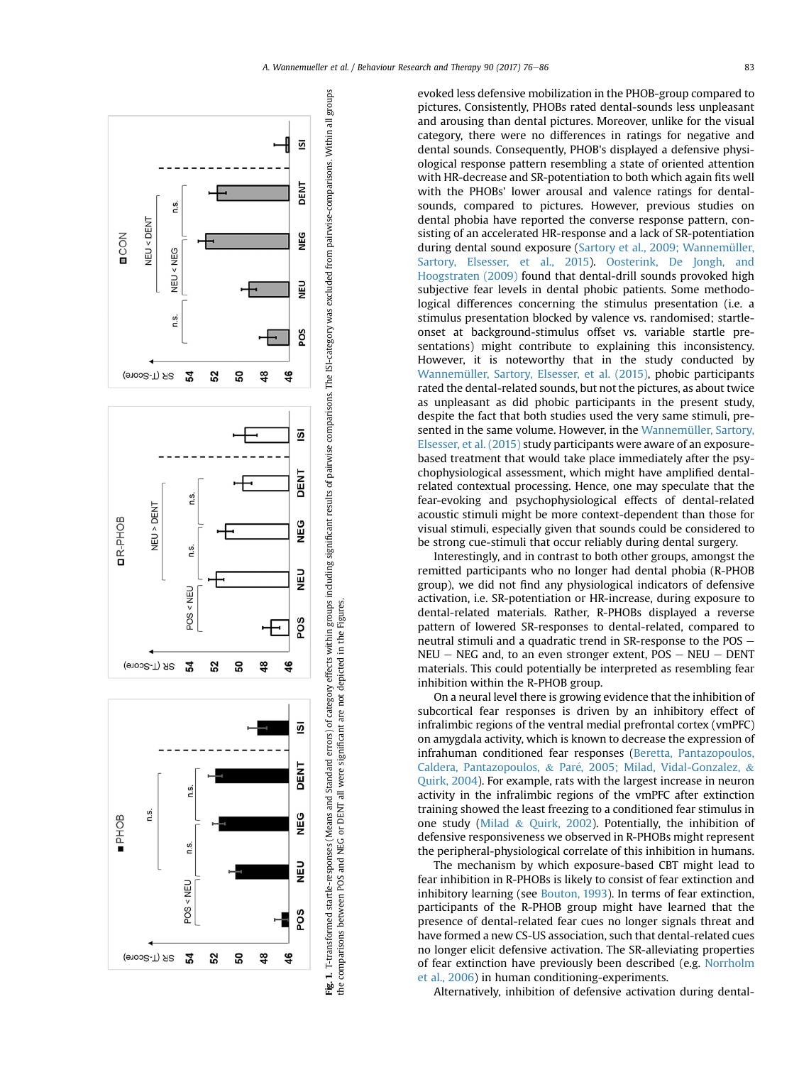**Fig. 1.** T-transformed startle-responses (Means and Standard errors) of category effects within groups including significant results of pairwise comparisons. The ISI-category was excluded from pairwise-comparisons. Within all groups the comparisons between POS and NEG or DENT all were significant are not depicted in the Figures.

evoked less defensive mobilization in the PHOB-group compared to pictures. Consistently, PHOBs rated dental-sounds less unpleasant and arousing than dental pictures. Moreover, unlike for the visual category, there were no differences in ratings for negative and dental sounds. Consequently, PHOB's displayed a defensive physiological response pattern resembling a state of oriented attention with HR-decrease and SR-potentiation to both which again fits well with the PHOBs' lower arousal and valence ratings for dental-sounds, compared to pictures. However, previous studies on dental phobia have reported the converse response pattern, consisting of an accelerated HR-response and a lack of SR-potentiation during dental sound exposure (Sartory et al., 2009; Wannemüller, Sartory, Elsesser, et al., 2015). Oosterink, De Jongh, and Hoogstraten (2009) found that dental-drill sounds provoked high subjective fear levels in dental phobic patients. Some methodological differences concerning the stimulus presentation (i.e. a stimulus presentation blocked by valence vs. randomised; startle-onset at background-stimulus offset vs. variable startle presentations) might contribute to explaining this inconsistency. However, it is noteworthy that in the study conducted by Wannemüller, Sartory, Elsesser, et al. (2015), phobic participants rated the dental-related sounds, but not the pictures, as about twice as unpleasant as did phobic participants in the present study, despite the fact that both studies used the very same stimuli, presented in the same volume. However, in the Wannemüller, Sartory, Elsesser, et al. (2015) study participants were aware of an exposure-based treatment that would take place immediately after the psychophysiological assessment, which might have amplified dental-related contextual processing. Hence, one may speculate that the fear-evoking and psychophysiological effects of dental-related acoustic stimuli might be more context-dependent than those for visual stimuli, especially given that sounds could be considered to be strong cue-stimuli that occur reliably during dental surgery.

Interestingly, and in contrast to both other groups, amongst the remitted participants who no longer had dental phobia (R-PHOB group), we did not find any physiological indicators of defensive activation, i.e. SR-potentiation or HR-increase, during exposure to dental-related materials. Rather, R-PHOBs displayed a reverse pattern of lowered SR-responses to dental-related, compared to neutral stimuli and a quadratic trend in SR-response to the POS – NEU – NEG and, to an even stronger extent, POS – NEU – DENT materials. This could potentially be interpreted as resembling fear inhibition within the R-PHOB group.

On a neural level there is growing evidence that the inhibition of subcortical fear responses is driven by an inhibitory effect of infralimbic regions of the ventral medial prefrontal cortex (vmPFC) on amygdala activity, which is known to decrease the expression of infrahuman conditioned fear responses (Beretta, Pantazopoulos, Caldera, Pantazopoulos, & Paré, 2005; Milad, Vidal-Gonzalez, & Quirk, 2004). For example, rats with the largest increase in neuron activity in the infralimbic regions of the vmPFC after extinction training showed the least freezing to a conditioned fear stimulus in one study (Milad & Quirk, 2002). Potentially, the inhibition of defensive responsiveness we observed in R-PHOBs might represent the peripheral-physiological correlate of this inhibition in humans.

The mechanism by which exposure-based CBT might lead to fear inhibition in R-PHOBs is likely to consist of fear extinction and inhibitory learning (see Bouton, 1993). In terms of fear extinction, participants of the R-PHOB group might have learned that the presence of dental-related fear cues no longer signals threat and have formed a new CS-US association, such that dental-related cues no longer elicit defensive activation. The SR-alleviating properties of fear extinction have previously been described (e.g. Norrholm et al., 2006) in human conditioning-experiments.

Alternatively, inhibition of defensive activation during dental-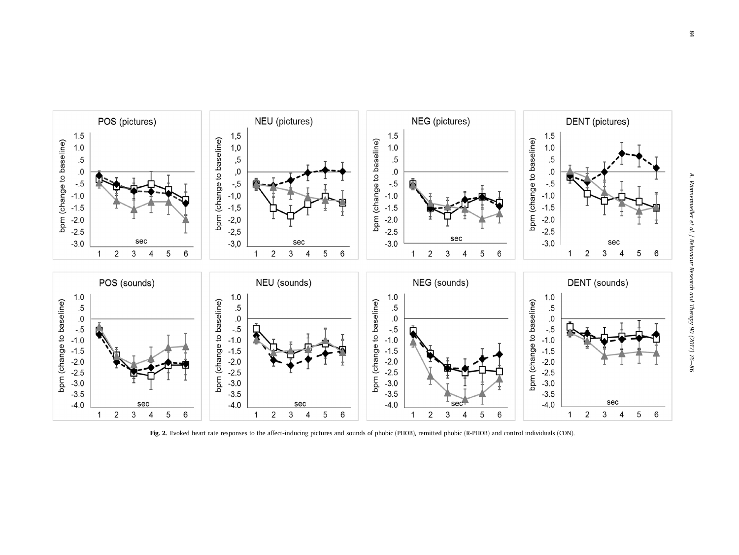**Fig. 2.** Evoked heart rate responses to the affect-inducing pictures and sounds of phobic (PHOB), remitted phobic (R-PHOB) and control individuals (CON).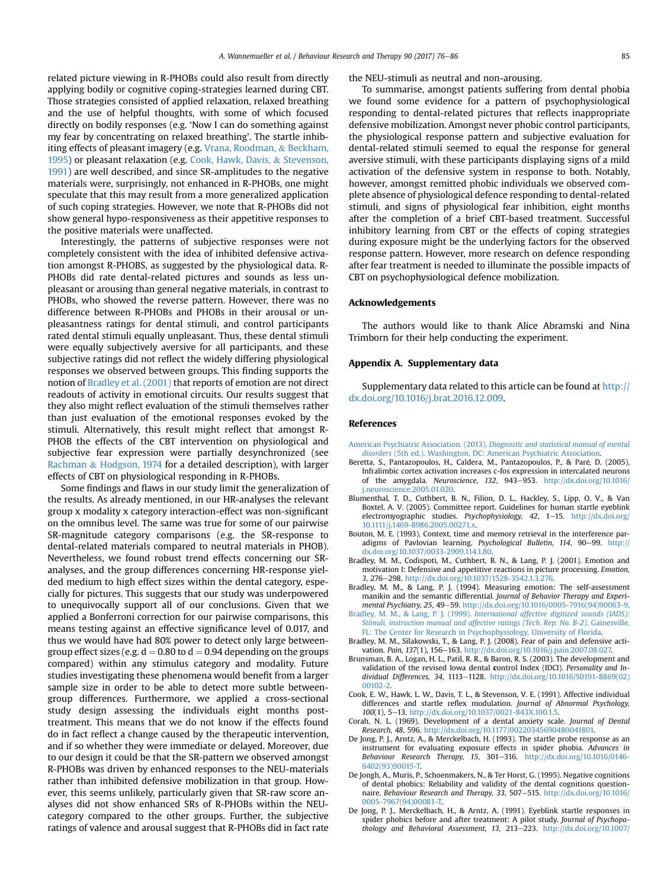related picture viewing in R-PHOBs could also result from directly applying bodily or cognitive coping-strategies learned during CBT. Those strategies consisted of applied relaxation, relaxed breathing and the use of helpful thoughts, with some of which focused directly on bodily responses (e.g. 'Now I can do something against my fear by concentrating on relaxed breathing'. The startle inhibiting effects of pleasant imagery (e.g. Vrana, Roodman, & Beckham, 1995) or pleasant relaxation (e.g. Cook, Hawk, Davis, & Stevenson, 1991) are well described, and since SR-amplitudes to the negative materials were, surprisingly, not enhanced in R-PHOBs, one might speculate that this may result from a more generalized application of such coping strategies. However, we note that R-PHOBs did not show general hypo-responsiveness as their appetitive responses to the positive materials were unaffected.

Interestingly, the patterns of subjective responses were not completely consistent with the idea of inhibited defensive activation amongst R-PHOBS, as suggested by the physiological data. R-PHOBs did rate dental-related pictures and sounds as less unpleasant or arousing than general negative materials, in contrast to PHOBs, who showed the reverse pattern. However, there was no difference between R-PHOBs and PHOBs in their arousal or unpleasantness ratings for dental stimuli, and control participants rated dental stimuli equally unpleasant. Thus, these dental stimuli were equally subjectively aversive for all participants, and these subjective ratings did not reflect the widely differing physiological responses we observed between groups. This finding supports the notion of Bradley et al. (2001) that reports of emotion are not direct readouts of activity in emotional circuits. Our results suggest that they also might reflect evaluation of the stimuli themselves rather than just evaluation of the emotional responses evoked by the stimuli. Alternatively, this result might reflect that amongst R-PHOB the effects of the CBT intervention on physiological and subjective fear expression were partially desynchronized (see Rachman & Hodgson, 1974 for a detailed description), with larger effects of CBT on physiological responding in R-PHOBs.

Some findings and flaws in our study limit the generalization of the results. As already mentioned, in our HR-analyses the relevant group x modality x category interaction-effect was non-significant on the omnibus level. The same was true for some of our pairwise SR-magnitude category comparisons (e.g. the SR-response to dental-related materials compared to neutral materials in PHOB). Nevertheless, we found robust trend effects concerning our SR-analyses, and the group differences concerning HR-response yielded medium to high effect sizes within the dental category, especially for pictures. This suggests that our study was underpowered to unequivocally support all of our conclusions. Given that we applied a Bonferroni correction for our pairwise comparisons, this means testing against an effective significance level of 0.017, and thus we would have had 80% power to detect only large between-group effect sizes (e.g. $d = 0.80$ to $d = 0.94$ depending on the groups compared) within any stimulus category and modality. Future studies investigating these phenomena would benefit from a larger sample size in order to be able to detect more subtle between-group differences. Furthermore, we applied a cross-sectional study design assessing the individuals eight months post-treatment. This means that we do not know if the effects found do in fact reflect a change caused by the therapeutic intervention, and if so whether they were immediate or delayed. Moreover, due to our design it could be that the SR-pattern we observed amongst R-PHOBs was driven by enhanced responses to the NEU-materials rather than inhibited defensive mobilization in that group. However, this seems unlikely, particularly given that SR-raw score analyses did not show enhanced SRs of R-PHOBs within the NEU-category compared to the other groups. Further, the subjective ratings of valence and arousal suggest that R-PHOBs did in fact rate the NEU-stimuli as neutral and non-arousing.

To summarise, amongst patients suffering from dental phobia we found some evidence for a pattern of psychophysiological responding to dental-related pictures that reflects inappropriate defensive mobilization. Amongst never phobic control participants, the physiological response pattern and subjective evaluation for dental-related stimuli seemed to equal the response for general aversive stimuli, with these participants displaying signs of a mild activation of the defensive system in response to both. Notably, however, amongst remitted phobic individuals we observed complete absence of physiological defence responding to dental-related stimuli, and signs of physiological fear inhibition, eight months after the completion of a brief CBT-based treatment. Successful inhibitory learning from CBT or the effects of coping strategies during exposure might be the underlying factors for the observed response pattern. However, more research on defence responding after fear treatment is needed to illuminate the possible impacts of CBT on psychophysiological defence mobilization.

## Acknowledgements

The authors would like to thank Alice Abramski and Nina Trimborn for their help conducting the experiment.

## Appendix A. Supplementary data

Supplementary data related to this article can be found at http://dx.doi.org/10.1016/j.brat.2016.12.009.

## References

American Psychiatric Association. (2013). *Diagnostic and statistical manual of mental disorders* (5th ed.). Washington, DC: American Psychiatric Association.

Beretta, S., Pantazopoulos, H., Caldera, M., Pantazopoulos, P., & Paré, D. (2005). Infralimbic cortex activation increases c-fos expression in intercalated neurons of the amygdala. *Neuroscience, 132*, 943–953. http://dx.doi.org/10.1016/j.neuroscience.2005.01.020.

Blumenthal, T. D., Cuthbert, B. N., Filion, D. L., Hackley, S., Lipp, O. V., & Van Boxtel, A. V. (2005). Committee report. Guidelines for human startle eyeblink electromyographic studies. *Psychophysiology, 42*, 1–15. http://dx.doi.org/10.1111/j.1469-8986.2005.00271.x.

Bouton, M. E. (1993). Context, time and memory retrieval in the interference paradigms of Pavlovian learning. *Psychological Bulletin, 114*, 90–99. http://dx.doi.org/10.1037/0033-2909.114.1.80.

Bradley, M. M., Codispoti, M., Cuthbert, B. N., & Lang, P. J. (2001). Emotion and motivation I: Defensive and appetitive reactions in picture processing. *Emotion, 3*, 276–298. http://dx.doi.org/10.1037/1528-3542.1.3.276.

Bradley, M. M., & Lang, P. J. (1994). Measuring emotion: The self-assessment manikin and the semantic differential. *Journal of Behavior Therapy and Experimental Psychiatry, 25*, 49–59. http://dx.doi.org/10.1016/0005-7916(94)90063-9.

Bradley, M. M., & Lang, P. J. (1999). *International affective digitized sounds (IADS): Stimuli, instruction manual and affective ratings (Tech. Rep. No. B-2)*. Gainesville, FL: The Center for Research in Psychophysiology, University of Florida.

Bradley, M. M., Silakowski, T., & Lang, P. J. (2008). Fear of pain and defensive activation. *Pain, 137*(1), 156–163. http://dx.doi.org/10.1016/j.pain.2007.08.027.

Brunsman, B. A., Logan, H. L., Patil, R. R., & Baron, R. S. (2003). The development and validation of the revised Iowa dental **c**ontrol Index (IDCI). *Personality and Individual Differences, 34*, 1113–1128. http://dx.doi.org/10.1016/S0191-8869(02)00102-2.

Cook, E. W., Hawk, L. W., Davis, T. L., & Stevenson, V. E. (1991). Affective individual differences and startle reflex modulation. *Journal of Abnormal Psychology, 100*(1), 5–13. http://dx.doi.org/10.1037/0021-843X.100.1.5.

Corah, N. L. (1969). Development of a dental anxiety scale. *Journal of Dental Research, 48*, 596. http://dx.doi.org/10.1177/00220345690480041801.

De Jong, P. J., Arntz, A., & Merckelbach, H. (1993). The startle probe response as an instrument for evaluating exposure effects in spider phobia. *Advances in Behaviour Research Therapy, 15*, 301–316. http://dx.doi.org/10.1016/0146-6402(93)90015-T.

De Jongh, A., Muris, P., Schoenmakers, N., & Ter Horst, G. (1995). Negative cognitions of dental phobics: Reliability and validity of the dental cognitions questionnaire. *Behaviour Research and Therapy, 33*, 507–515. http://dx.doi.org/10.1016/0005-7967(94)00081-T.

De Jong, P. J., Merckelbach, H., & Arntz, A. (1991). Eyeblink startle responses in spider phobics before and after treatment: A pilot study. *Journal of Psychopathology and Behavioral Assessment, 13*, 213–223. http://dx.doi.org/10.1007/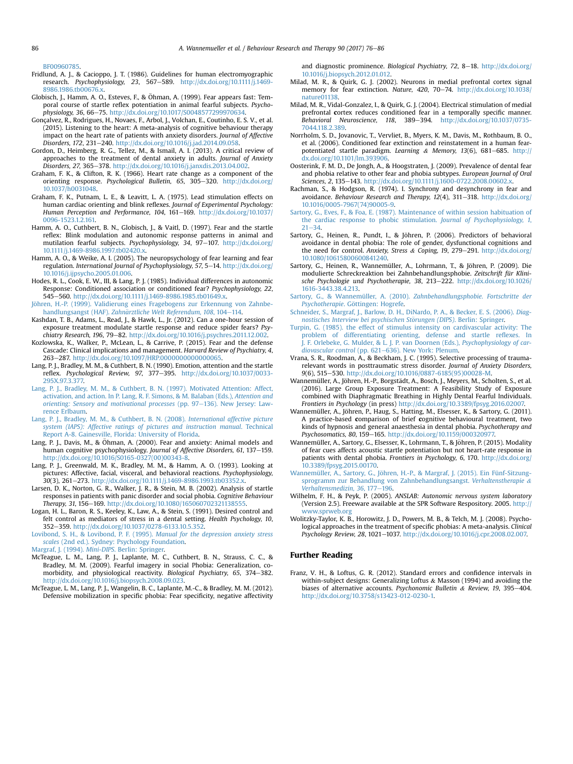BF00960785.

Fridlund, A. J., & Cacioppo, J. T. (1986). Guidelines for human electromyographic research. *Psychophysiology, 23*, 567–589. http://dx.doi.org/10.1111/j.1469-8986.1986.tb00676.x.

Globisch, J., Hamm, A. O., Esteves, F., & Öhman, A. (1999). Fear appears fast: Temporal course of startle reflex potentiation in animal fearful subjects. *Psychophysiology, 36*, 66–75. http://dx.doi.org/10.1017/S0048577299970634.

Gonçalvez, R., Rodrigues, H., Novaes, F., Arbol, J., Volchan, E., Coutinho, E. S. V., et al. (2015). Listening to the heart: A meta-analysis of cognitive behaviour therapy impact on the heart rate of patients with anxiety disorders. *Journal of Affective Disorders, 172*, 231–240. http://dx.doi.org/10.1016/j.jad.2014.09.058.

Gordon, D., Heimberg, R. G., Tellez, M., & Ismail, A. I. (2013). A critical review of approaches to the treatment of dental anxiety in adults. *Journal of Anxiety Disorders, 27*, 365–378. http://dx.doi.org/10.1016/j.janxdis.2013.04.002.

Graham, F. K., & Clifton, R. K. (1966). Heart rate change as a component of the orienting response. *Psychological Bulletin, 65*, 305–320. http://dx.doi.org/10.1037/h0031048.

Graham, F. K., Putnam, L. E., & Leavitt, L. A. (1975). Lead stimulation effects on human cardiac orienting and blink reflexes. *Journal of Experimental Psychology: Human Perception and Performance, 104*, 161–169. http://dx.doi.org/10.1037/0096-1523.1.2.161.

Hamm, A. O., Cuthbert, B. N., Globisch, J., & Vaitl, D. (1997). Fear and the startle reflex: Blink modulation and autonomic response patterns in animal and mutilation fearful subjects. *Psychophysiology, 34*, 97–107. http://dx.doi.org/10.1111/j.1469-8986.1997.tb02420.x.

Hamm, A. O., & Weike, A. I. (2005). The neuropsychology of fear learning and fear regulation. *International Journal of Psychophysiology, 57*, 5–14. http://dx.doi.org/10.1016/j.ijpsycho.2005.01.006.

Hodes, R. L., Cook, E. W., III, & Lang, P. J. (1985). Individual differences in autonomic Response: Conditioned association or conditioned fear? *Psychophysiology, 22*, 545–560. http://dx.doi.org/10.1111/j.1469-8986.1985.tb01649.x.

Jöhren, H.-P. (1999). Validierung eines Fragebogens zur Erkennung von Zahnbehandlungsangst (HAF). *Zahnärztliche Welt Referendum, 108*, 104–114.

Kashdan, T. B., Adams, L., Read, J., & Hawk, L., Jr. (2012). Can a one-hour session of exposure treatment modulate startle response and reduce spider fears? *Psychiatry Research, 196*, 79–82. http://dx.doi.org/10.1016/j.psychres.2011.12.002.

Kozlowska, K., Walker, P., McLean, L., & Carrive, P. (2015). Fear and the defense Cascade: Clinical implications and management. *Harvard Review of Psychiatry, 4*, 263–287. http://dx.doi.org/10.1097/HRP.0000000000000065.

Lang, P. J., Bradley, M. M., & Cuthbert, B. N. (1990). Emotion, attention and the startle reflex. *Psychological Review, 97*, 377–395. http://dx.doi.org/10.1037/0033-295X.97.3.377.

Lang, P. J., Bradley, M. M., & Cuthbert, B. N. (1997). Motivated Attention: Affect, activation, and action. In P. Lang, R. F. Simons, & M. Balaban (Eds.), *Attention and orienting: Sensory and motivational processes* (pp. 97–136). New Jersey: Lawrence Erlbaum.

Lang, P. J., Bradley, M. M., & Cuthbert, B. N. (2008). *International affective picture system (IAPS): Affective ratings of pictures and instruction manual*. Technical Report A-8. Gainesville, Florida: University of Florida.

Lang, P. J., Davis, M., & Öhman, A. (2000). Fear and anxiety: Animal models and human cognitive psychophysiology. *Journal of Affective Disorders, 61*, 137–159. http://dx.doi.org/10.1016/S0165-0327(00)00343-8.

Lang, P. J., Greenwald, M. K., Bradley, M. M., & Hamm, A. O. (1993). Looking at pictures: Affective, facial, visceral, and behavioral reactions. *Psychophysiology, 30*(3), 261–273. http://dx.doi.org/10.1111/j.1469-8986.1993.tb03352.x.

Larsen, D. K., Norton, G. R., Walker, J. R., & Stein, M. B. (2002). Analysis of startle responses in patients with panic disorder and social phobia. *Cognitive Behaviour Therapy, 31*, 156–169. http://dx.doi.org/10.1080/165060702321138555.

Logan, H. L., Baron, R. S., Keeley, K., Law, A., & Stein, S. (1991). Desired control and felt control as mediators of stress in a dental setting. *Health Psychology, 10*, 352–359. http://dx.doi.org/10.1037/0278-6133.10.5.352.

Lovibond, S. H., & Lovibond, P. F. (1995). *Manual for the depression anxiety stress scales* (2nd ed.). Sydney: Psychology Foundation.

Margraf, J. (1994). *Mini-DIPS*. Berlin: Springer.

McTeague, L. M., Lang, P. J., Laplante, M. C., Cuthbert, B. N., Strauss, C. C., & Bradley, M. M. (2009). Fearful imagery in social Phobia: Generalization, comorbidity, and physiological reactivity. *Biological Psychiatry, 65*, 374–382. http://dx.doi.org/10.1016/j.biopsych.2008.09.023.

McTeague, L. M., Lang, P. J., Wangelin, B. C., Laplante, M.-C., & Bradley, M. M. (2012). Defensive mobilization in specific phobia: Fear specificity, negative affectivity and diagnostic prominence. *Biological Psychiatry, 72*, 8–18. http://dx.doi.org/10.1016/j.biopsych.2012.01.012.

Milad, M. R., & Quirk, G. J. (2002). Neurons in medial prefrontal cortex signal memory for fear extinction. *Nature, 420*, 70–74. http://dx.doi.org/10.1038/nature01138.

Milad, M. R., Vidal-Gonzalez, I., & Quirk, G. J. (2004). Electrical stimulation of medial prefrontal cortex reduces conditioned fear in a temporally specific manner. *Behavioral Neuroscience, 118*, 389–394. http://dx.doi.org/10.1037/0735-7044.118.2.389.

Norrholm, S. D., Jovanovic, T., Vervliet, B., Myers, K. M., Davis, M., Rothbaum, B. O., et al. (2006). Conditioned fear extinction and reinstatement in a human fear-potentiated startle paradigm. *Learning & Memory, 13*(6), 681–685. http://dx.doi.org/10.1101/lm.393906.

Oosterink, F. M. D., De Jongh, A., & Hoogstraten, J. (2009). Prevalence of dental fear and phobia relative to other fear and phobia subtypes. *European Journal of Oral Sciences, 2*, 135–143. http://dx.doi.org/10.1111/j.1600-0722.2008.00602.x.

Rachman, S., & Hodgson, R. (1974). I. Synchrony and desynchrony in fear and avoidance. *Behaviour Research and Therapy, 12*(4), 311–318. http://dx.doi.org/10.1016/0005-7967(74)90005-9.

Sartory, G., Eves, F., & Foa, E. (1987). Maintenance of within session habituation of the cardiac response to phobic stimulation. *Journal of Psychophysiology, 1*, 21–34.

Sartory, G., Heinen, R., Pundt, I., & Jöhren, P. (2006). Predictors of behavioral avoidance in dental phobia: The role of gender, dysfunctional cognitions and the need for control. *Anxiety, Stress & Coping, 19*, 279–291. http://dx.doi.org/10.1080/10615800600841240.

Sartory, G., Heinen, R., Wannemüller, A., Lohrmann, T., & Jöhren, P. (2009). Die modulierte Schreckreaktion bei Zahnbehandlungsphobie. *Zeitschrift für Klinische Psychologie und Psychotherapie, 38*, 213–222. http://dx.doi.org/10.1026/1616-3443.38.4.213.

Sartory, G., & Wannemüller, A. (2010). *Zahnbehandlungsphobie. Fortschritte der Psychotherapie*. Göttingen: Hogrefe.

Schneider, S., Margraf, J., Barlow, D. H., DiNardo, P. A., & Becker, E. S. (2006). *Diagnostisches Interview bei psychischen Störungen (DIPS)*. Berlin: Springer.

Turpin, G. (1985). the effect of stimulus intensity on cardivascular activity: The problem of differentiating orienting, defense and startle reflexes. In J. F. Orlebeke, G. Mulder, & L. J. P. van Doornen (Eds.), *Psychophysiology of cardiovascular control* (pp. 621–636). New York: Plenum.

Vrana, S. R., Roodman, A., & Beckham, J. C. (1995). Selective processing of trauma-relevant words in posttraumatic stress disorder. *Journal of Anxiety Disorders, 9*(6), 515–530. http://dx.doi.org/10.1016/0887-6185(95)00028-M.

Wannemüller, A., Jöhren, H.-P., Borgstädt, A., Bosch, J., Meyers, M., Scholten, S., et al. (2016). Large Group Exposure Treatment: A Feasibility Study of Exposure combined with Diaphragmatic Breathing in Highly Dental Fearful Individuals. *Frontiers in Psychology* (in press) http://dx.doi.org/10.3389/fpsyg.2016.02007.

Wannemüller, A., Jöhren, P., Haug, S., Hatting, M., Elsesser, K., & Sartory, G. (2011). A practice-based comparison of brief cognitive behavioural treatment, two kinds of hypnosis and general anaesthesia in dental phobia. *Psychotherapy and Psychosomatics, 80*, 159–165. http://dx.doi.org/10.1159/000320977.

Wannemüller, A., Sartory, G., Elsesser, K., Lohrmann, T., & Jöhren, P. (2015). Modality of fear cues affects acoustic startle potentiation but not heart-rate response in patients with dental phobia. *Frontiers in Psychology, 6*, 170. http://dx.doi.org/10.3389/fpsyg.2015.00170.

Wannemüller, A., Sartory, G., Jöhren, H.-P., & Margraf, J. (2015). Ein Fünf-Sitzungsprogramm zur Behandlung von Zahnbehandlungsangst. *Verhaltenstherapie & Verhaltensmedizin, 36*, 177–196.

Wilhelm, F. H., & Peyk, P. (2005). *ANSLAB: Autonomic nervous system laboratory* (Version 2.5). Freeware available at the SPR Software Respository. 2005. http://www.sprweb.org

Wolitzky-Taylor, K. B., Horowitz, J. D., Powers, M. B., & Telch, M. J. (2008). Psychological approaches in the treatment of specific phobias: A meta-analysis. *Clinical Psychology Review, 28*, 1021–1037. http://dx.doi.org/10.1016/j.cpr.2008.02.007.

## Further Reading

Franz, V. H., & Loftus, G. R. (2012). Standard errors and confidence intervals in within-subject designs: Generalizing Loftus & Masson (1994) and avoiding the biases of alternative accounts. *Psychonomic Bulletin & Review, 19*, 395–404. http://dx.doi.org/10.3758/s13423-012-0230-1.